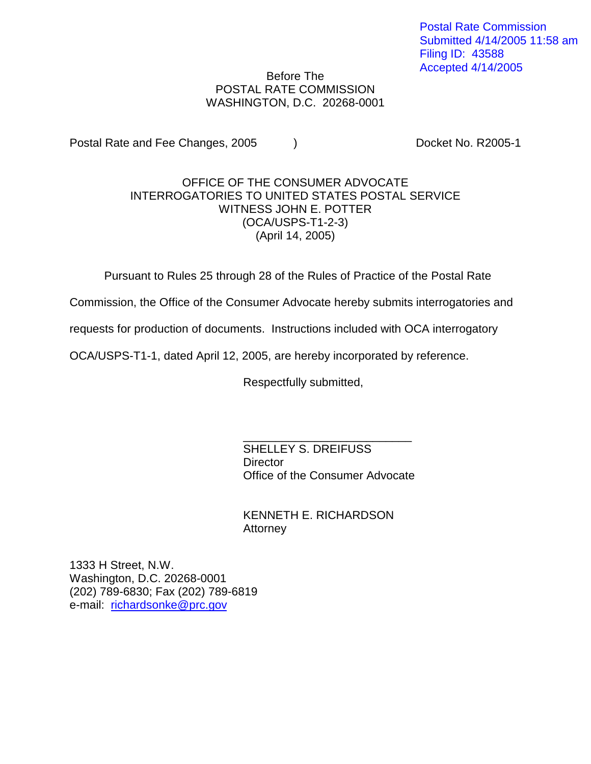Postal Rate Commission
Submitted 4/14/2005 11:58 am
Filing ID: 43588
Accepted 4/14/2005

Before The
POSTAL RATE COMMISSION
WASHINGTON, D.C. 20268-0001

Postal Rate and Fee Changes, 2005 ) Docket No. R2005-1

OFFICE OF THE CONSUMER ADVOCATE
INTERROGATORIES TO UNITED STATES POSTAL SERVICE
WITNESS JOHN E. POTTER
(OCA/USPS-T1-2-3)
(April 14, 2005)

Pursuant to Rules 25 through 28 of the Rules of Practice of the Postal Rate Commission, the Office of the Consumer Advocate hereby submits interrogatories and requests for production of documents. Instructions included with OCA interrogatory OCA/USPS-T1-1, dated April 12, 2005, are hereby incorporated by reference.

Respectfully submitted,

___________________________
SHELLEY S. DREIFUSS
Director
Office of the Consumer Advocate

KENNETH E. RICHARDSON
Attorney

1333 H Street, N.W.
Washington, D.C. 20268-0001
(202) 789-6830; Fax (202) 789-6819
e-mail: richardsonke@prc.gov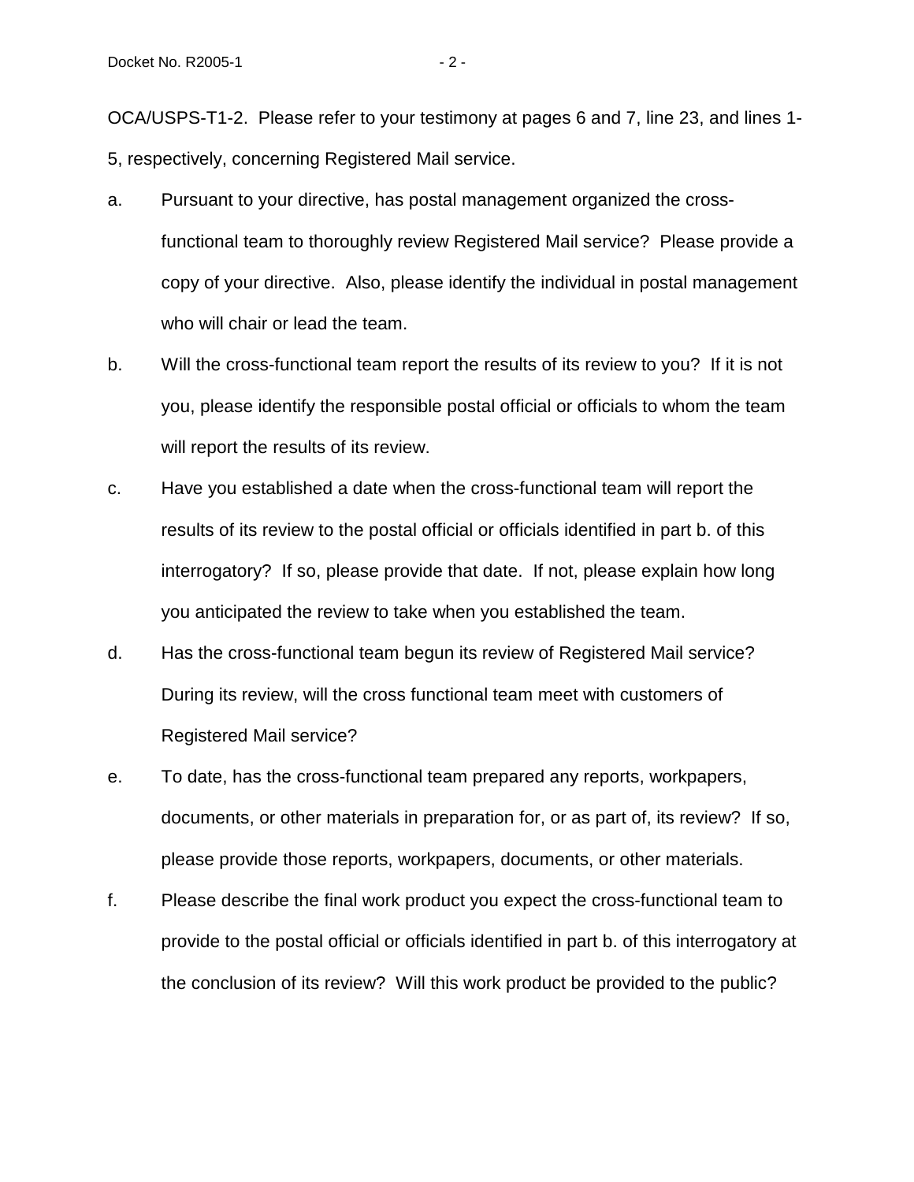OCA/USPS-T1-2. Please refer to your testimony at pages 6 and 7, line 23, and lines 1-5, respectively, concerning Registered Mail service.

a. Pursuant to your directive, has postal management organized the cross-functional team to thoroughly review Registered Mail service? Please provide a copy of your directive. Also, please identify the individual in postal management who will chair or lead the team.

b. Will the cross-functional team report the results of its review to you? If it is not you, please identify the responsible postal official or officials to whom the team will report the results of its review.

c. Have you established a date when the cross-functional team will report the results of its review to the postal official or officials identified in part b. of this interrogatory? If so, please provide that date. If not, please explain how long you anticipated the review to take when you established the team.

d. Has the cross-functional team begun its review of Registered Mail service? During its review, will the cross functional team meet with customers of Registered Mail service?

e. To date, has the cross-functional team prepared any reports, workpapers, documents, or other materials in preparation for, or as part of, its review? If so, please provide those reports, workpapers, documents, or other materials.

f. Please describe the final work product you expect the cross-functional team to provide to the postal official or officials identified in part b. of this interrogatory at the conclusion of its review? Will this work product be provided to the public?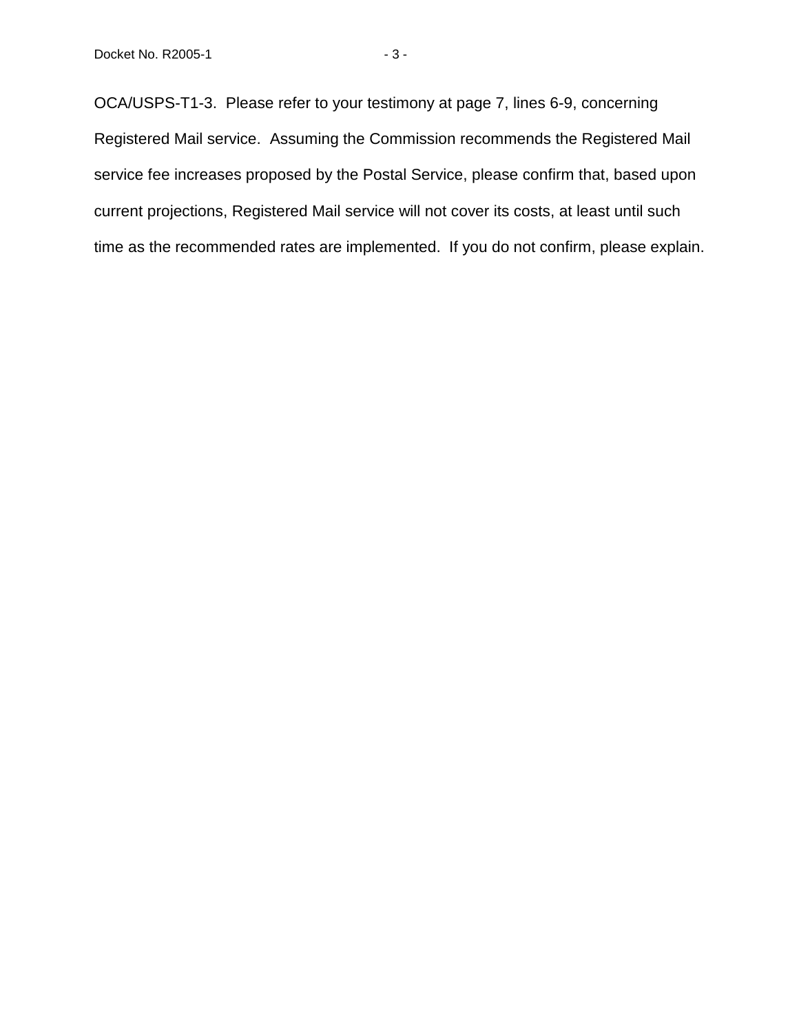OCA/USPS-T1-3. Please refer to your testimony at page 7, lines 6-9, concerning Registered Mail service. Assuming the Commission recommends the Registered Mail service fee increases proposed by the Postal Service, please confirm that, based upon current projections, Registered Mail service will not cover its costs, at least until such time as the recommended rates are implemented. If you do not confirm, please explain.